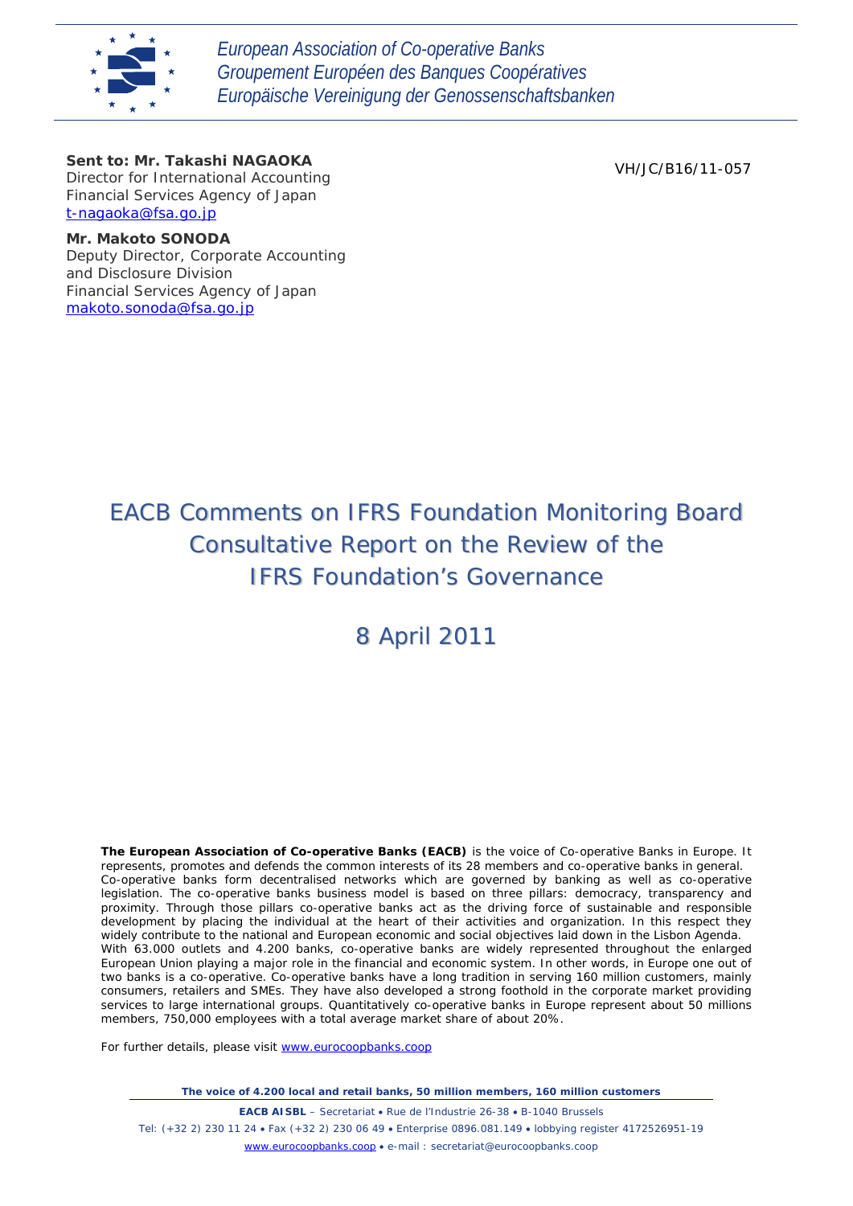*European Association of Co-operative Banks*
*Groupement Européen des Banques Coopératives*
*Europäische Vereinigung der Genossenschaftsbanken*

**Sent to: Mr. Takashi NAGAOKA**
Director for International Accounting
Financial Services Agency of Japan
t-nagaoka@fsa.go.jp

VH/JC/B16/11-057

**Mr. Makoto SONODA**
Deputy Director, Corporate Accounting and Disclosure Division
Financial Services Agency of Japan
makoto.sonoda@fsa.go.jp

# EACB Comments on IFRS Foundation Monitoring Board Consultative Report on the Review of the IFRS Foundation's Governance

## 8 April 2011

**The European Association of Co-operative Banks (EACB)** is the voice of Co-operative Banks in Europe. It represents, promotes and defends the common interests of its 28 members and co-operative banks in general. Co-operative banks form decentralised networks which are governed by banking as well as co-operative legislation. The co-operative banks business model is based on three pillars: democracy, transparency and proximity. Through those pillars co-operative banks act as the driving force of sustainable and responsible development by placing the individual at the heart of their activities and organization. In this respect they widely contribute to the national and European economic and social objectives laid down in the Lisbon Agenda.
With 63.000 outlets and 4.200 banks, co-operative banks are widely represented throughout the enlarged European Union playing a major role in the financial and economic system. In other words, in Europe one out of two banks is a co-operative. Co-operative banks have a long tradition in serving 160 million customers, mainly consumers, retailers and SMEs. They have also developed a strong foothold in the corporate market providing services to large international groups. Quantitatively co-operative banks in Europe represent about 50 millions members, 750,000 employees with a total average market share of about 20%.

For further details, please visit www.eurocoopbanks.coop

**The voice of 4.200 local and retail banks, 50 million members, 160 million customers**

**EACB AISBL** – Secretariat • Rue de l'Industrie 26-38 • B-1040 Brussels
Tel: (+32 2) 230 11 24 • Fax (+32 2) 230 06 49 • Enterprise 0896.081.149 • lobbying register 4172526951-19
www.eurocoopbanks.coop • e-mail : secretariat@eurocoopbanks.coop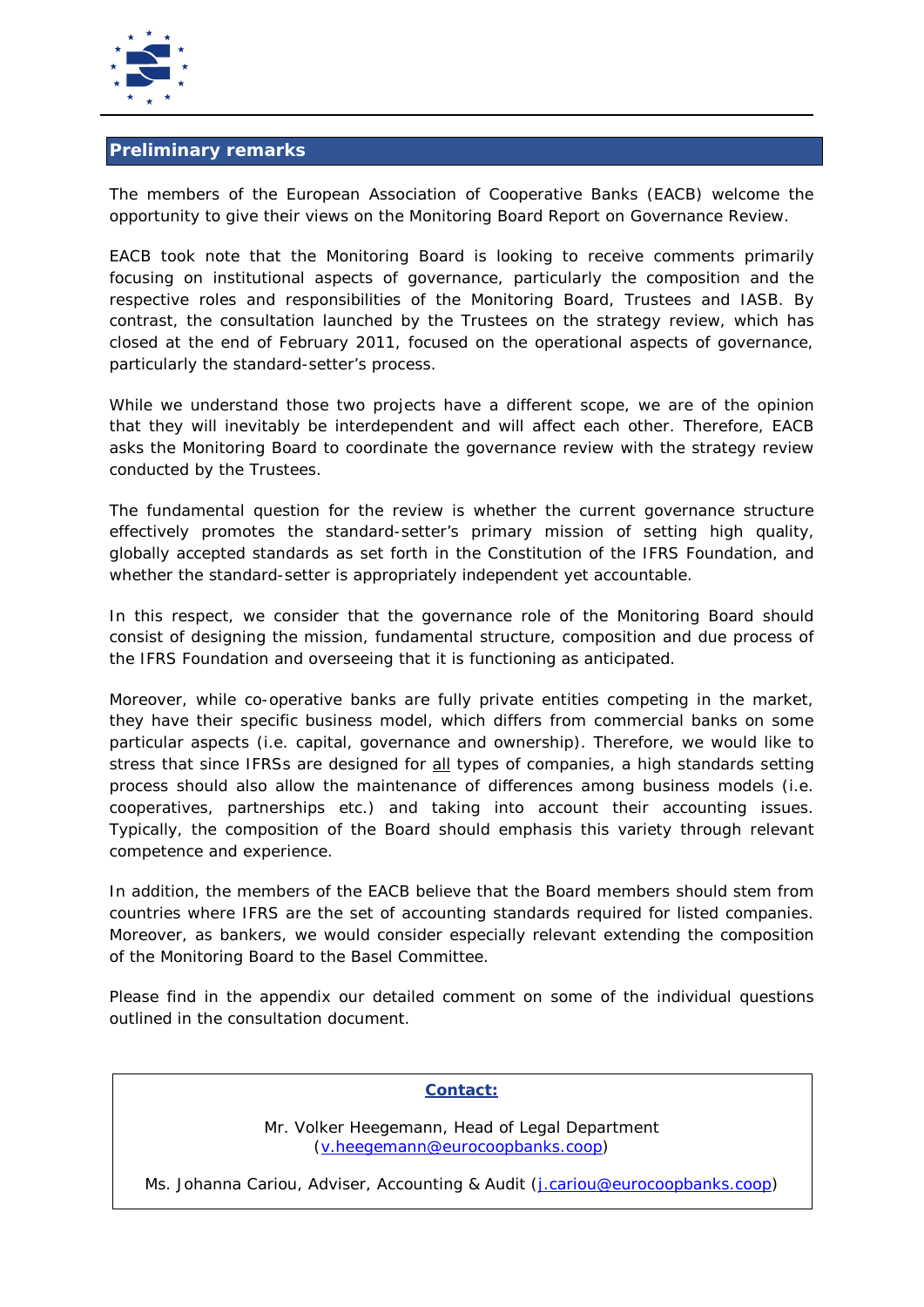## Preliminary remarks

The members of the European Association of Cooperative Banks (EACB) welcome the opportunity to give their views on the Monitoring Board Report on Governance Review.

EACB took note that the Monitoring Board is looking to receive comments primarily focusing on institutional aspects of governance, particularly the composition and the respective roles and responsibilities of the Monitoring Board, Trustees and IASB. By contrast, the consultation launched by the Trustees on the strategy review, which has closed at the end of February 2011, focused on the operational aspects of governance, particularly the standard-setter's process.

While we understand those two projects have a different scope, we are of the opinion that they will inevitably be interdependent and will affect each other. Therefore, EACB asks the Monitoring Board to coordinate the governance review with the strategy review conducted by the Trustees.

The fundamental question for the review is whether the current governance structure effectively promotes the standard-setter's primary mission of setting high quality, globally accepted standards as set forth in the Constitution of the IFRS Foundation, and whether the standard-setter is appropriately independent yet accountable.

In this respect, we consider that the governance role of the Monitoring Board should consist of designing the mission, fundamental structure, composition and due process of the IFRS Foundation and overseeing that it is functioning as anticipated.

Moreover, while co-operative banks are fully private entities competing in the market, they have their specific business model, which differs from commercial banks on some particular aspects (i.e. capital, governance and ownership). Therefore, we would like to stress that since IFRSs are designed for <u>all</u> types of companies, a high standards setting process should also allow the maintenance of differences among business models (i.e. cooperatives, partnerships etc.) and taking into account their accounting issues. Typically, the composition of the Board should emphasis this variety through relevant competence and experience.

In addition, the members of the EACB believe that the Board members should stem from countries where IFRS are the set of accounting standards required for listed companies. Moreover, as bankers, we would consider especially relevant extending the composition of the Monitoring Board to the Basel Committee.

Please find in the appendix our detailed comment on some of the individual questions outlined in the consultation document.

**Contact:**

Mr. Volker Heegemann, Head of Legal Department
(v.heegemann@eurocoopbanks.coop)

Ms. Johanna Cariou, Adviser, Accounting & Audit (j.cariou@eurocoopbanks.coop)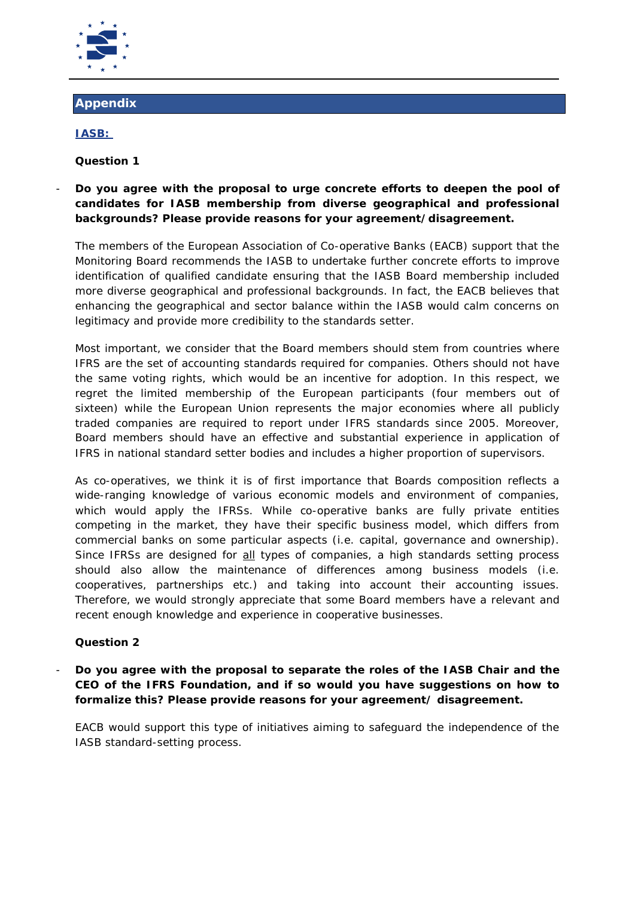## Appendix

**IASB:**

**Question 1**

- **Do you agree with the proposal to urge concrete efforts to deepen the pool of candidates for IASB membership from diverse geographical and professional backgrounds? Please provide reasons for your agreement/disagreement.**

The members of the European Association of Co-operative Banks (EACB) support that the Monitoring Board recommends the IASB to undertake further concrete efforts to improve identification of qualified candidate ensuring that the IASB Board membership included more diverse geographical and professional backgrounds. In fact, the EACB believes that enhancing the geographical and sector balance within the IASB would calm concerns on legitimacy and provide more credibility to the standards setter.

Most important, we consider that the Board members should stem from countries where IFRS are the set of accounting standards required for companies. Others should not have the same voting rights, which would be an incentive for adoption. In this respect, we regret the limited membership of the European participants (four members out of sixteen) while the European Union represents the major economies where all publicly traded companies are required to report under IFRS standards since 2005. Moreover, Board members should have an effective and substantial experience in application of IFRS in national standard setter bodies and includes a higher proportion of supervisors.

As co-operatives, we think it is of first importance that Boards composition reflects a wide-ranging knowledge of various economic models and environment of companies, which would apply the IFRSs. While co-operative banks are fully private entities competing in the market, they have their specific business model, which differs from commercial banks on some particular aspects (i.e. capital, governance and ownership). Since IFRSs are designed for all types of companies, a high standards setting process should also allow the maintenance of differences among business models (i.e. cooperatives, partnerships etc.) and taking into account their accounting issues. Therefore, we would strongly appreciate that some Board members have a relevant and recent enough knowledge and experience in cooperative businesses.

**Question 2**

- **Do you agree with the proposal to separate the roles of the IASB Chair and the CEO of the IFRS Foundation, and if so would you have suggestions on how to formalize this? Please provide reasons for your agreement/ disagreement.**

EACB would support this type of initiatives aiming to safeguard the independence of the IASB standard-setting process.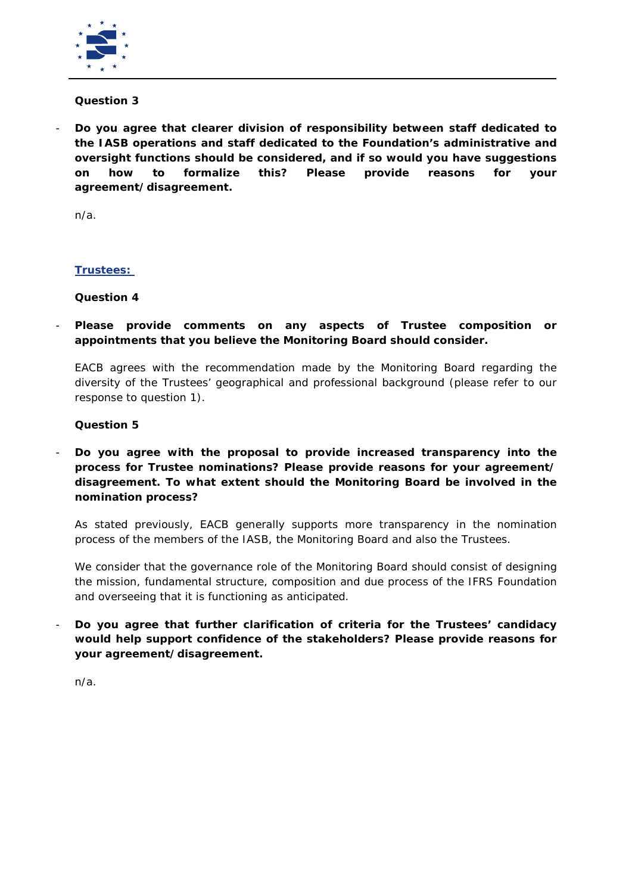**Question 3**

- **Do you agree that clearer division of responsibility between staff dedicated to the IASB operations and staff dedicated to the Foundation's administrative and oversight functions should be considered, and if so would you have suggestions on how to formalize this? Please provide reasons for your agreement/disagreement.**

  n/a.

**Trustees:**

**Question 4**

- **Please provide comments on any aspects of Trustee composition or appointments that you believe the Monitoring Board should consider.**

  EACB agrees with the recommendation made by the Monitoring Board regarding the diversity of the Trustees' geographical and professional background (please refer to our response to question 1).

**Question 5**

- **Do you agree with the proposal to provide increased transparency into the process for Trustee nominations? Please provide reasons for your agreement/ disagreement. To what extent should the Monitoring Board be involved in the nomination process?**

  As stated previously, EACB generally supports more transparency in the nomination process of the members of the IASB, the Monitoring Board and also the Trustees.

  We consider that the governance role of the Monitoring Board should consist of designing the mission, fundamental structure, composition and due process of the IFRS Foundation and overseeing that it is functioning as anticipated.

- **Do you agree that further clarification of criteria for the Trustees' candidacy would help support confidence of the stakeholders? Please provide reasons for your agreement/disagreement.**

  n/a.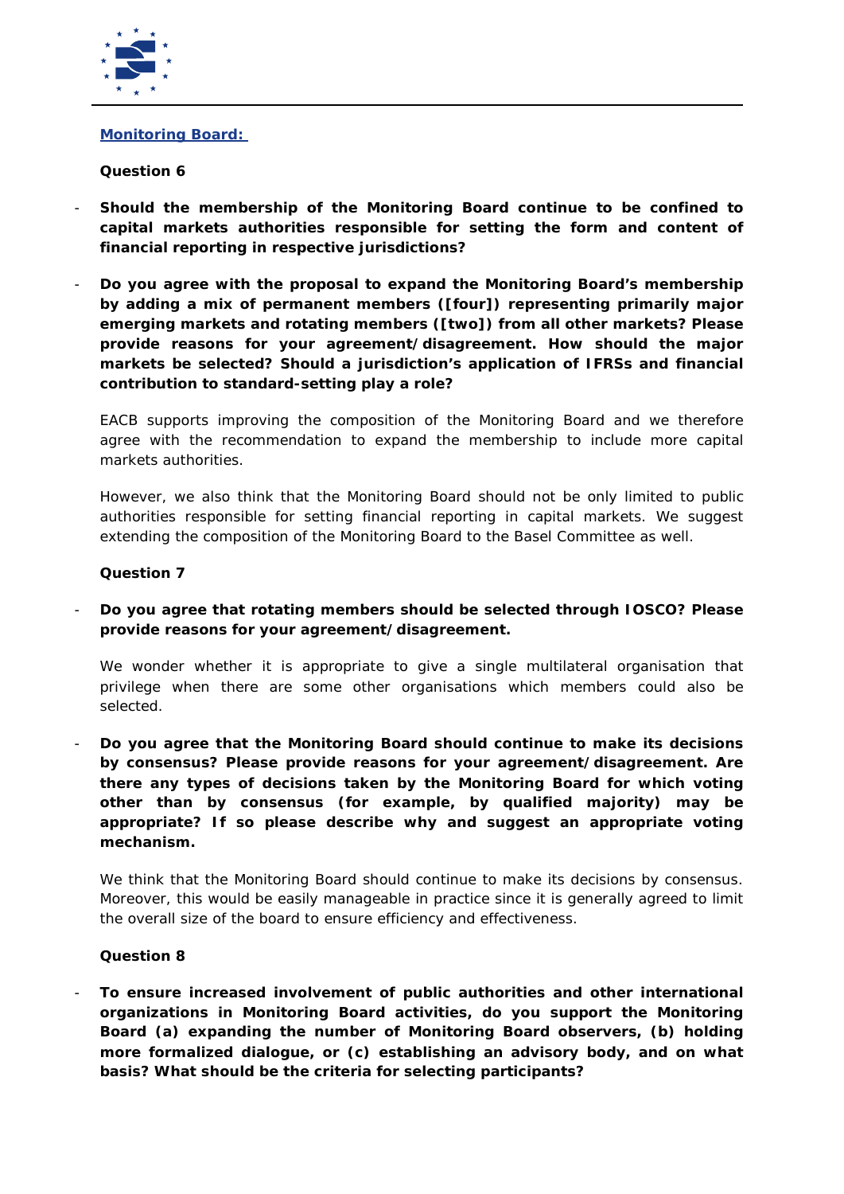**Monitoring Board:**

**Question 6**

- **Should the membership of the Monitoring Board continue to be confined to capital markets authorities responsible for setting the form and content of financial reporting in respective jurisdictions?**

- **Do you agree with the proposal to expand the Monitoring Board's membership by adding a mix of permanent members ([four]) representing primarily major emerging markets and rotating members ([two]) from all other markets? Please provide reasons for your agreement/disagreement. How should the major markets be selected? Should a jurisdiction's application of IFRSs and financial contribution to standard-setting play a role?**

  EACB supports improving the composition of the Monitoring Board and we therefore agree with the recommendation to expand the membership to include more capital markets authorities.

  However, we also think that the Monitoring Board should not be only limited to public authorities responsible for setting financial reporting in capital markets. We suggest extending the composition of the Monitoring Board to the Basel Committee as well.

**Question 7**

- **Do you agree that rotating members should be selected through IOSCO? Please provide reasons for your agreement/disagreement.**

  We wonder whether it is appropriate to give a single multilateral organisation that privilege when there are some other organisations which members could also be selected.

- **Do you agree that the Monitoring Board should continue to make its decisions by consensus? Please provide reasons for your agreement/disagreement. Are there any types of decisions taken by the Monitoring Board for which voting other than by consensus (for example, by qualified majority) may be appropriate? If so please describe why and suggest an appropriate voting mechanism.**

  We think that the Monitoring Board should continue to make its decisions by consensus. Moreover, this would be easily manageable in practice since it is generally agreed to limit the overall size of the board to ensure efficiency and effectiveness.

**Question 8**

- **To ensure increased involvement of public authorities and other international organizations in Monitoring Board activities, do you support the Monitoring Board (a) expanding the number of Monitoring Board observers, (b) holding more formalized dialogue, or (c) establishing an advisory body, and on what basis? What should be the criteria for selecting participants?**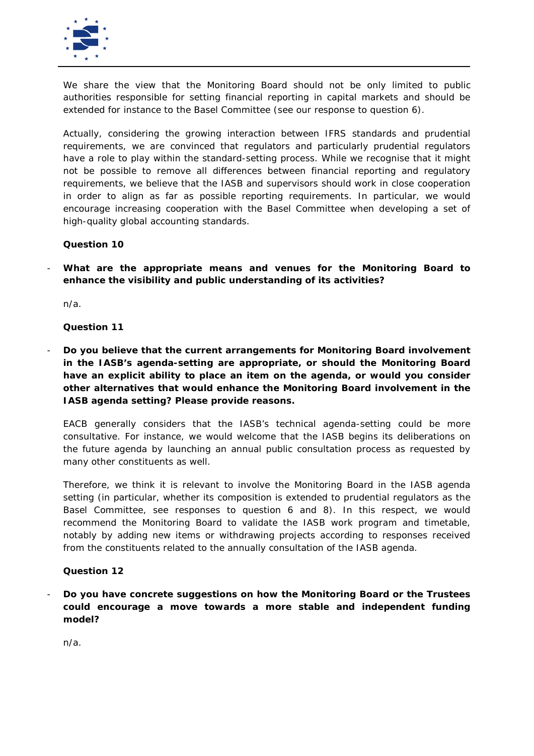We share the view that the Monitoring Board should not be only limited to public authorities responsible for setting financial reporting in capital markets and should be extended for instance to the Basel Committee (see our response to question 6).

Actually, considering the growing interaction between IFRS standards and prudential requirements, we are convinced that regulators and particularly prudential regulators have a role to play within the standard-setting process. While we recognise that it might not be possible to remove all differences between financial reporting and regulatory requirements, we believe that the IASB and supervisors should work in close cooperation in order to align as far as possible reporting requirements. In particular, we would encourage increasing cooperation with the Basel Committee when developing a set of high-quality global accounting standards.

**Question 10**

- **What are the appropriate means and venues for the Monitoring Board to enhance the visibility and public understanding of its activities?**

n/a.

**Question 11**

- **Do you believe that the current arrangements for Monitoring Board involvement in the IASB's agenda-setting are appropriate, or should the Monitoring Board have an explicit ability to place an item on the agenda, or would you consider other alternatives that would enhance the Monitoring Board involvement in the IASB agenda setting? Please provide reasons.**

EACB generally considers that the IASB's technical agenda-setting could be more consultative. For instance, we would welcome that the IASB begins its deliberations on the future agenda by launching an annual public consultation process as requested by many other constituents as well.

Therefore, we think it is relevant to involve the Monitoring Board in the IASB agenda setting (in particular, whether its composition is extended to prudential regulators as the Basel Committee, see responses to question 6 and 8). In this respect, we would recommend the Monitoring Board to validate the IASB work program and timetable, notably by adding new items or withdrawing projects according to responses received from the constituents related to the annually consultation of the IASB agenda.

**Question 12**

- **Do you have concrete suggestions on how the Monitoring Board or the Trustees could encourage a move towards a more stable and independent funding model?**

n/a.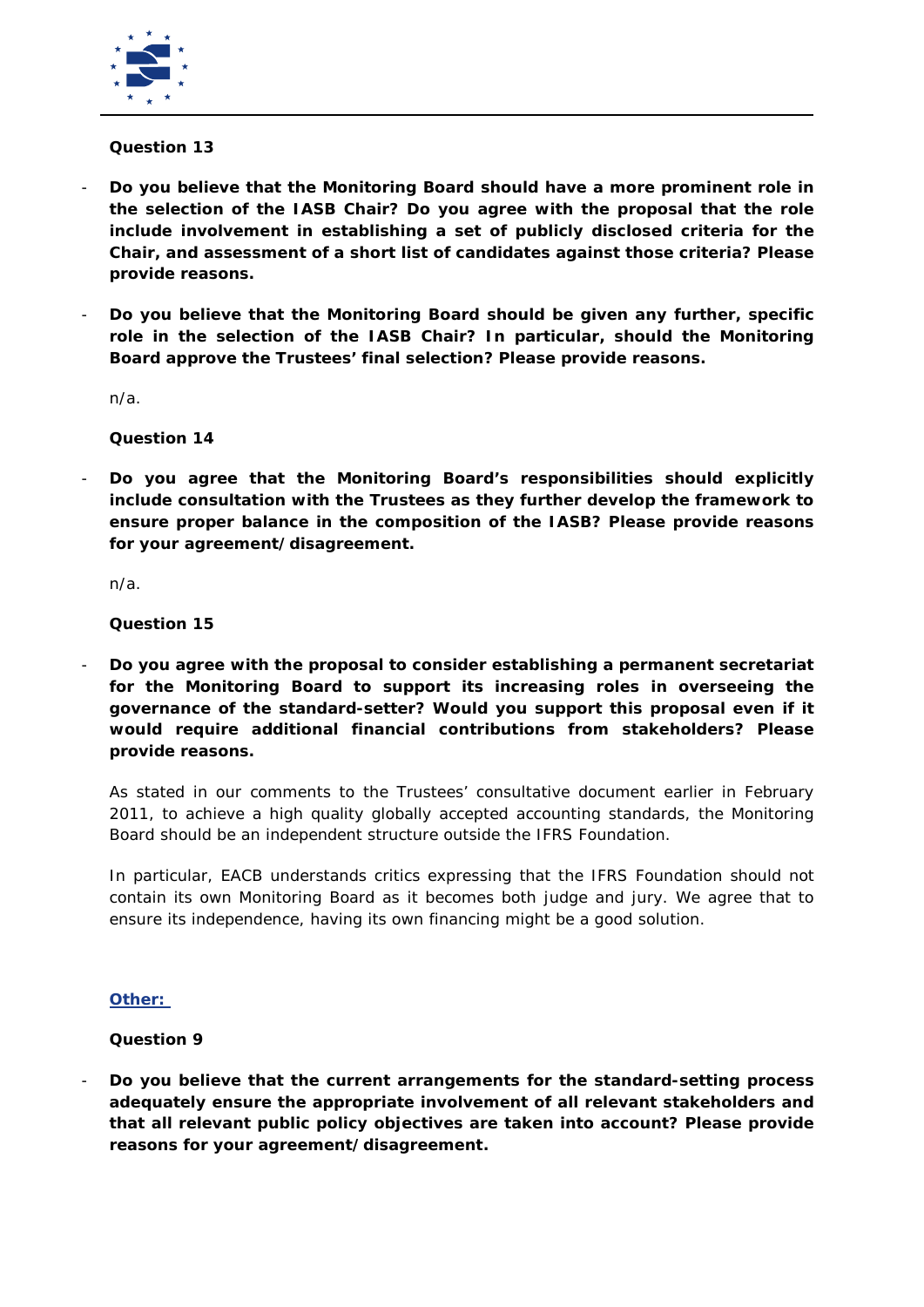**Question 13**

- **Do you believe that the Monitoring Board should have a more prominent role in the selection of the IASB Chair? Do you agree with the proposal that the role include involvement in establishing a set of publicly disclosed criteria for the Chair, and assessment of a short list of candidates against those criteria? Please provide reasons.**

- **Do you believe that the Monitoring Board should be given any further, specific role in the selection of the IASB Chair? In particular, should the Monitoring Board approve the Trustees' final selection? Please provide reasons.**

n/a.

**Question 14**

- **Do you agree that the Monitoring Board's responsibilities should explicitly include consultation with the Trustees as they further develop the framework to ensure proper balance in the composition of the IASB? Please provide reasons for your agreement/disagreement.**

n/a.

**Question 15**

- **Do you agree with the proposal to consider establishing a permanent secretariat for the Monitoring Board to support its increasing roles in overseeing the governance of the standard-setter? Would you support this proposal even if it would require additional financial contributions from stakeholders? Please provide reasons.**

As stated in our comments to the Trustees' consultative document earlier in February 2011, to achieve a high quality globally accepted accounting standards, the Monitoring Board should be an independent structure outside the IFRS Foundation.

In particular, EACB understands critics expressing that the IFRS Foundation should not contain its own Monitoring Board as it becomes both judge and jury. We agree that to ensure its independence, having its own financing might be a good solution.

**Other:**

**Question 9**

- **Do you believe that the current arrangements for the standard-setting process adequately ensure the appropriate involvement of all relevant stakeholders and that all relevant public policy objectives are taken into account? Please provide reasons for your agreement/disagreement.**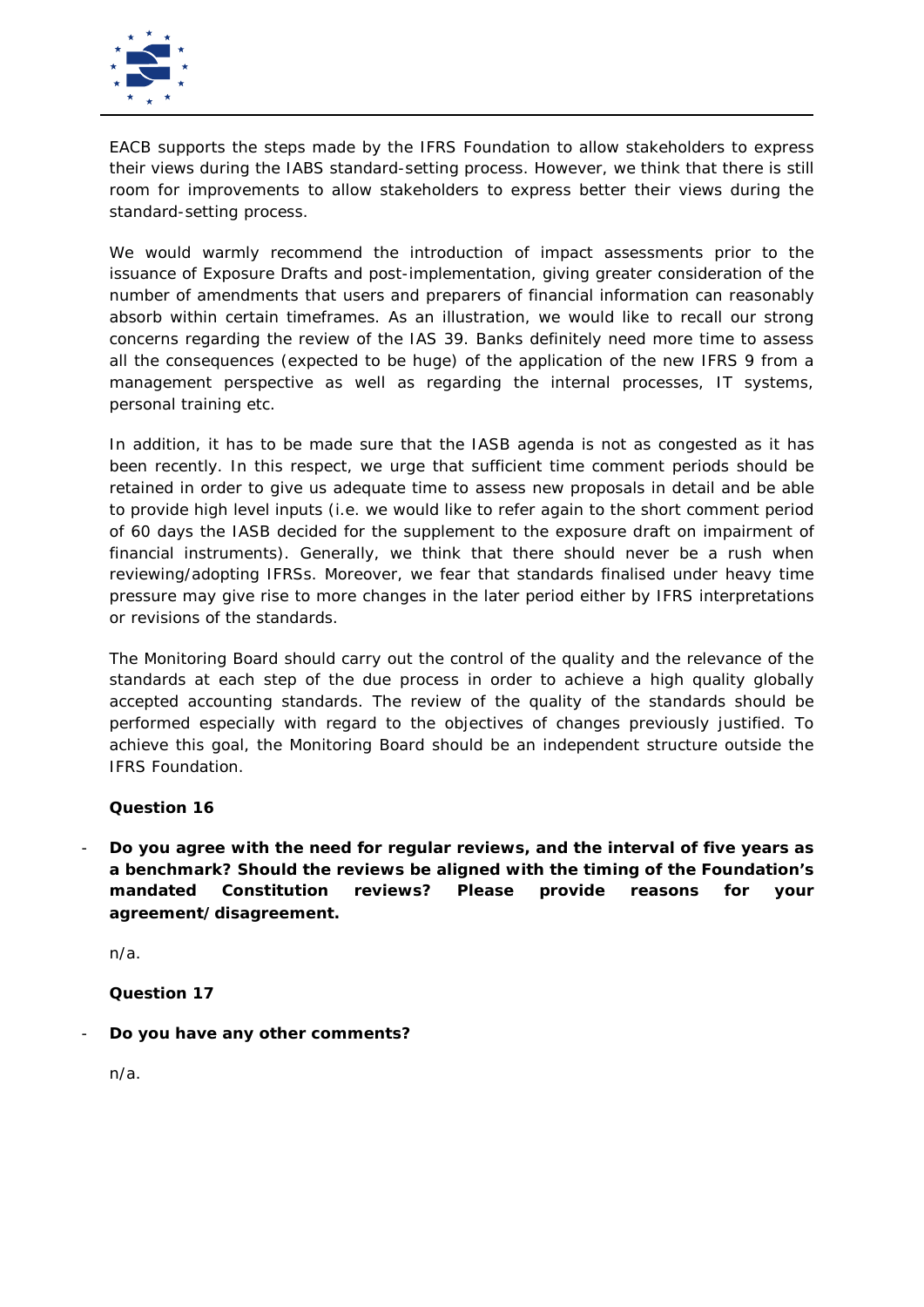EACB supports the steps made by the IFRS Foundation to allow stakeholders to express their views during the IABS standard-setting process. However, we think that there is still room for improvements to allow stakeholders to express better their views during the standard-setting process.

We would warmly recommend the introduction of impact assessments prior to the issuance of Exposure Drafts and post-implementation, giving greater consideration of the number of amendments that users and preparers of financial information can reasonably absorb within certain timeframes. As an illustration, we would like to recall our strong concerns regarding the review of the IAS 39. Banks definitely need more time to assess all the consequences (expected to be huge) of the application of the new IFRS 9 from a management perspective as well as regarding the internal processes, IT systems, personal training etc.

In addition, it has to be made sure that the IASB agenda is not as congested as it has been recently. In this respect, we urge that sufficient time comment periods should be retained in order to give us adequate time to assess new proposals in detail and be able to provide high level inputs (i.e. we would like to refer again to the short comment period of 60 days the IASB decided for the supplement to the exposure draft on impairment of financial instruments). Generally, we think that there should never be a rush when reviewing/adopting IFRSs. Moreover, we fear that standards finalised under heavy time pressure may give rise to more changes in the later period either by IFRS interpretations or revisions of the standards.

The Monitoring Board should carry out the control of the quality and the relevance of the standards at each step of the due process in order to achieve a high quality globally accepted accounting standards. The review of the quality of the standards should be performed especially with regard to the objectives of changes previously justified. To achieve this goal, the Monitoring Board should be an independent structure outside the IFRS Foundation.

**Question 16**

- **Do you agree with the need for regular reviews, and the interval of five years as a benchmark? Should the reviews be aligned with the timing of the Foundation's mandated Constitution reviews? Please provide reasons for your agreement/disagreement.**

  n/a.

**Question 17**

- **Do you have any other comments?**

  n/a.